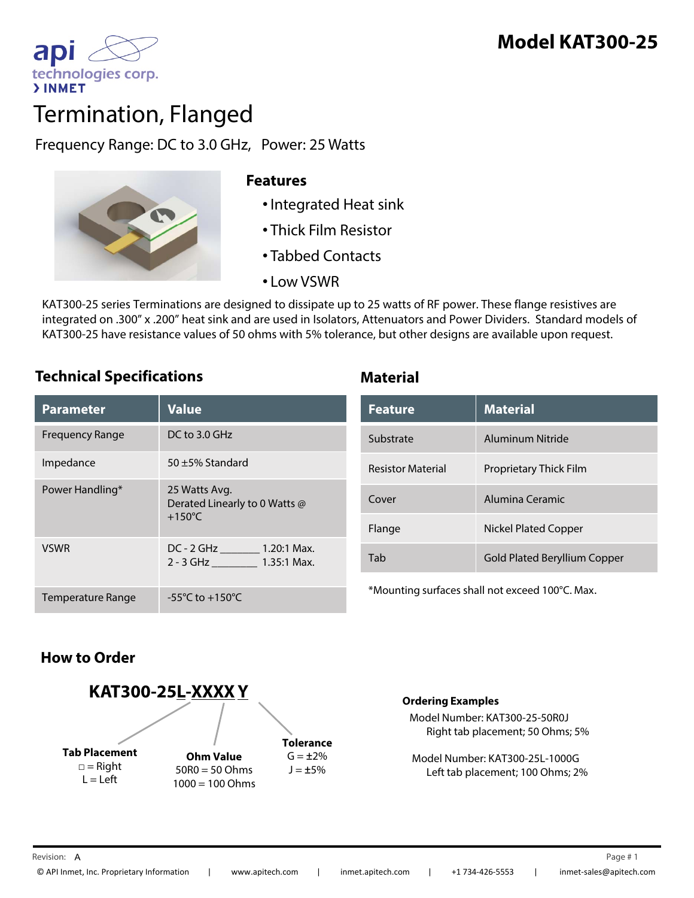# Model KAT300-25

api technologies corp.
> INMET

# Termination, Flanged

Frequency Range: DC to 3.0 GHz, Power: 25 Watts

## Features

- Integrated Heat sink
- Thick Film Resistor
- Tabbed Contacts
- Low VSWR

KAT300-25 series Terminations are designed to dissipate up to 25 watts of RF power. These flange resistives are integrated on .300″ x .200″ heat sink and are used in Isolators, Attenuators and Power Dividers. Standard models of KAT300-25 have resistance values of 50 ohms with 5% tolerance, but other designs are available upon request.

## Technical Specifications

| Parameter | Value |
|---|---|
| Frequency Range | DC to 3.0 GHz |
| Impedance | 50 ±5% Standard |
| Power Handling* | 25 Watts Avg.<br>Derated Linearly to 0 Watts @ +150°C |
| VSWR | DC - 2 GHz _______ 1.20:1 Max.<br>2 - 3 GHz ________ 1.35:1 Max. |
| Temperature Range | -55°C to +150°C |

## Material

| Feature | Material |
|---|---|
| Substrate | Aluminum Nitride |
| Resistor Material | Proprietary Thick Film |
| Cover | Alumina Ceramic |
| Flange | Nickel Plated Copper |
| Tab | Gold Plated Beryllium Copper |

*Mounting surfaces shall not exceed 100°C. Max.

## How to Order

**KAT300-25L-XXXX Y**

**Tab Placement**
□ = Right
L = Left

**Ohm Value**
50R0 = 50 Ohms
1000 = 100 Ohms

**Tolerance**
G = ±2%
J = ±5%

**Ordering Examples**

Model Number: KAT300-25-50R0J
Right tab placement; 50 Ohms; 5%

Model Number: KAT300-25L-1000G
Left tab placement; 100 Ohms; 2%

Revision: A

© API Inmet, Inc. Proprietary Information | www.apitech.com | inmet.apitech.com | +1 734-426-5553 | inmet-sales@apitech.com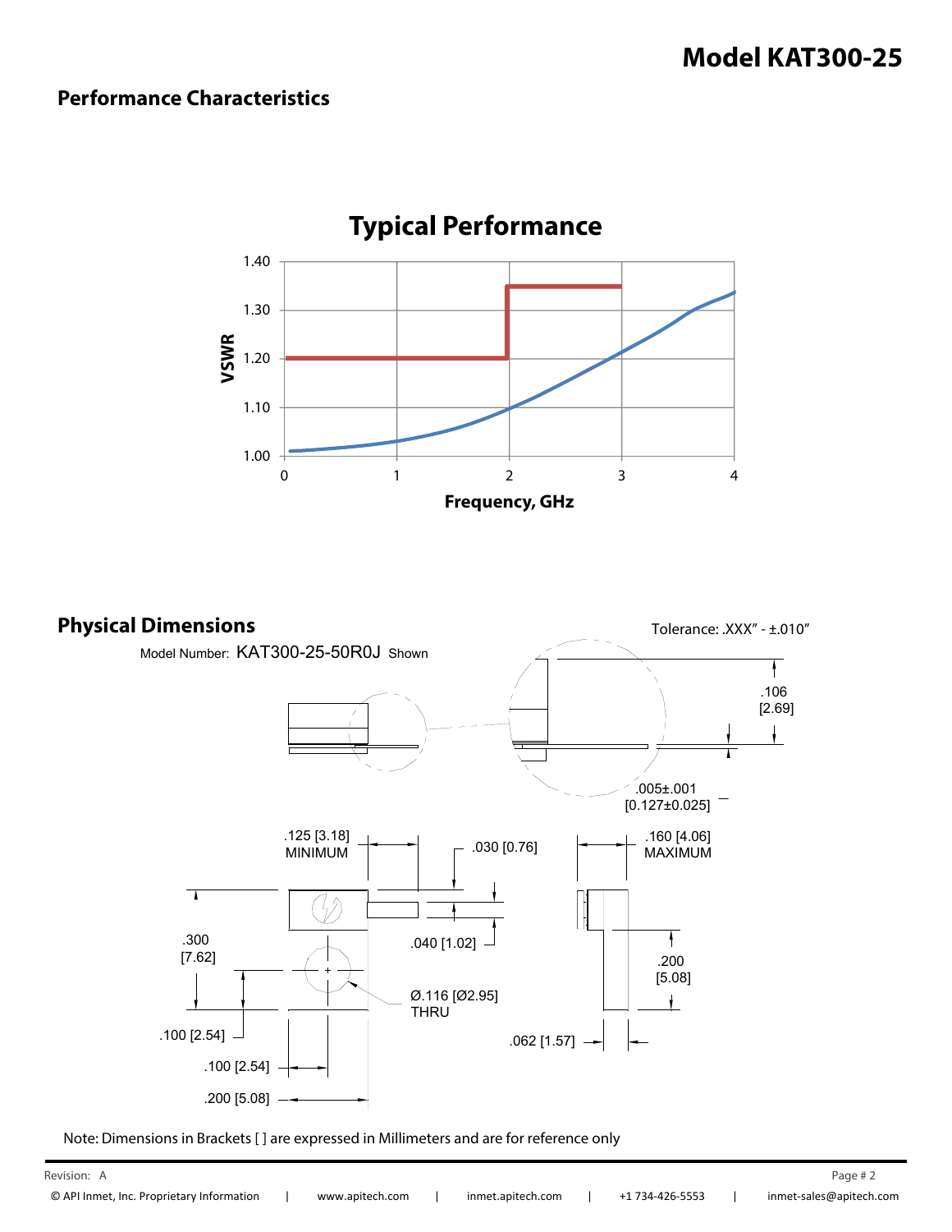# Model KAT300-25

## Performance Characteristics

**Typical Performance**

VSWR

1.40
1.30
1.20
1.10
1.00

0
1
2
3
4

**Frequency, GHz**

## Physical Dimensions

Model Number: KAT300-25-50R0J Shown

Tolerance: .XXX" - ±.010"

.106
[2.69]

.005±.001
[0.127±0.025]

.125 [3.18]
MINIMUM

.030 [0.76]

.160 [4.06]
MAXIMUM

.040 [1.02]

.300
[7.62]

.200
[5.08]

Ø.116 [Ø2.95]
THRU

.100 [2.54]

.062 [1.57]

.100 [2.54]

.200 [5.08]

Note: Dimensions in Brackets [ ] are expressed in Millimeters and are for reference only

Revision: A

© API Inmet, Inc. Proprietary Information | www.apitech.com | inmet.apitech.com | +1 734-426-5553 | inmet-sales@apitech.com